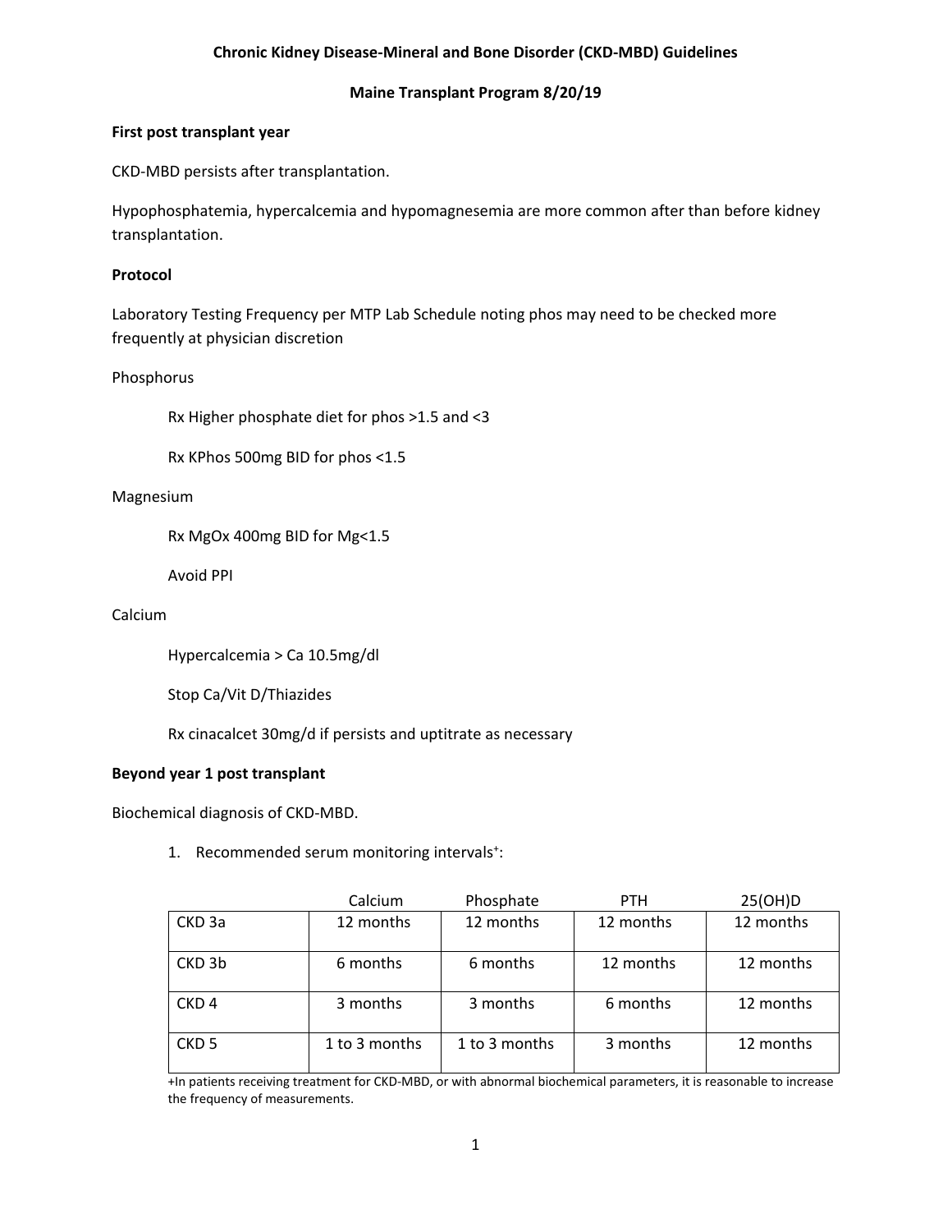# Chronic Kidney Disease-Mineral and Bone Disorder (CKD-MBD) Guidelines

## Maine Transplant Program 8/20/19

**First post transplant year**

CKD-MBD persists after transplantation.

Hypophosphatemia, hypercalcemia and hypomagnesemia are more common after than before kidney transplantation.

**Protocol**

Laboratory Testing Frequency per MTP Lab Schedule noting phos may need to be checked more frequently at physician discretion

Phosphorus

Rx Higher phosphate diet for phos >1.5 and <3

Rx KPhos 500mg BID for phos <1.5

Magnesium

Rx MgOx 400mg BID for Mg<1.5

Avoid PPI

Calcium

Hypercalcemia > Ca 10.5mg/dl

Stop Ca/Vit D/Thiazides

Rx cinacalcet 30mg/d if persists and uptitrate as necessary

**Beyond year 1 post transplant**

Biochemical diagnosis of CKD-MBD.

1. Recommended serum monitoring intervals+:

| | Calcium | Phosphate | PTH | 25(OH)D |
|---|---|---|---|---|
| CKD 3a | 12 months | 12 months | 12 months | 12 months |
| CKD 3b | 6 months | 6 months | 12 months | 12 months |
| CKD 4 | 3 months | 3 months | 6 months | 12 months |
| CKD 5 | 1 to 3 months | 1 to 3 months | 3 months | 12 months |

+In patients receiving treatment for CKD-MBD, or with abnormal biochemical parameters, it is reasonable to increase the frequency of measurements.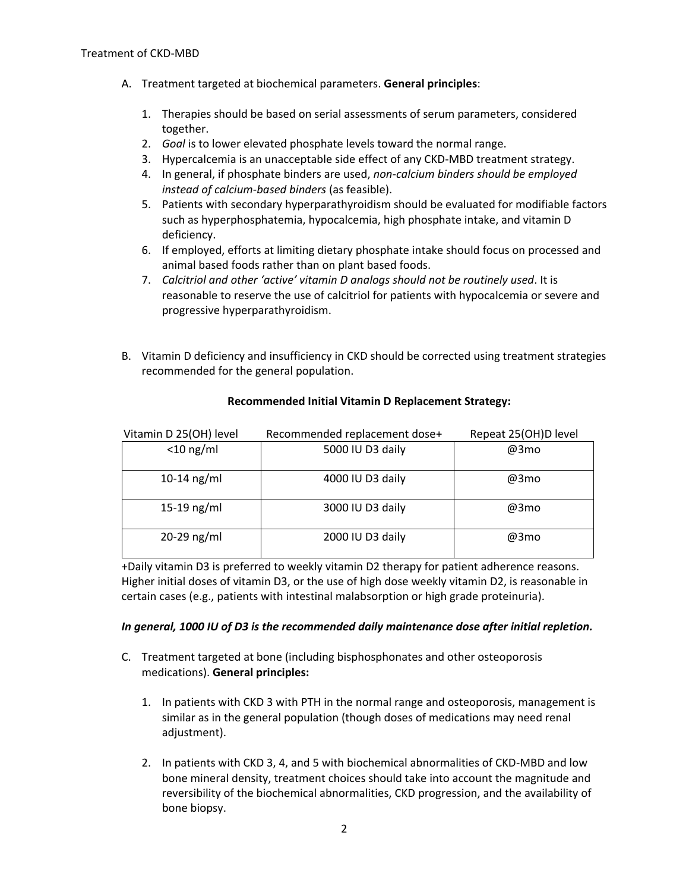Treatment of CKD-MBD

A. Treatment targeted at biochemical parameters. **General principles**:

   1. Therapies should be based on serial assessments of serum parameters, considered together.
   2. *Goal* is to lower elevated phosphate levels toward the normal range.
   3. Hypercalcemia is an unacceptable side effect of any CKD-MBD treatment strategy.
   4. In general, if phosphate binders are used, *non-calcium binders should be employed instead of calcium-based binders* (as feasible).
   5. Patients with secondary hyperparathyroidism should be evaluated for modifiable factors such as hyperphosphatemia, hypocalcemia, high phosphate intake, and vitamin D deficiency.
   6. If employed, efforts at limiting dietary phosphate intake should focus on processed and animal based foods rather than on plant based foods.
   7. *Calcitriol and other 'active' vitamin D analogs should not be routinely used*. It is reasonable to reserve the use of calcitriol for patients with hypocalcemia or severe and progressive hyperparathyroidism.

B. Vitamin D deficiency and insufficiency in CKD should be corrected using treatment strategies recommended for the general population.

**Recommended Initial Vitamin D Replacement Strategy:**

| Vitamin D 25(OH) level | Recommended replacement dose+ | Repeat 25(OH)D level |
|---|---|---|
| <10 ng/ml | 5000 IU D3 daily | @3mo |
| 10-14 ng/ml | 4000 IU D3 daily | @3mo |
| 15-19 ng/ml | 3000 IU D3 daily | @3mo |
| 20-29 ng/ml | 2000 IU D3 daily | @3mo |

+Daily vitamin D3 is preferred to weekly vitamin D2 therapy for patient adherence reasons. Higher initial doses of vitamin D3, or the use of high dose weekly vitamin D2, is reasonable in certain cases (e.g., patients with intestinal malabsorption or high grade proteinuria).

***In general, 1000 IU of D3 is the recommended daily maintenance dose after initial repletion.***

C. Treatment targeted at bone (including bisphosphonates and other osteoporosis medications). **General principles:**

   1. In patients with CKD 3 with PTH in the normal range and osteoporosis, management is similar as in the general population (though doses of medications may need renal adjustment).

   2. In patients with CKD 3, 4, and 5 with biochemical abnormalities of CKD-MBD and low bone mineral density, treatment choices should take into account the magnitude and reversibility of the biochemical abnormalities, CKD progression, and the availability of bone biopsy.